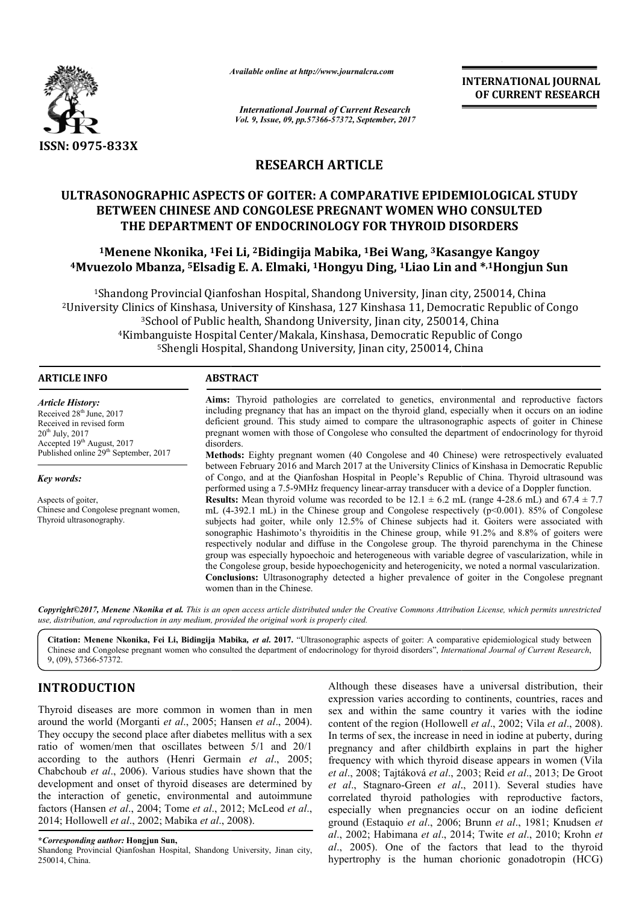ISSN: 0975-833X

*Available online at http://www.journalcra.com*

*International Journal of Current Research*
*Vol. 9, Issue, 09, pp.57366-57372, September, 2017*

**INTERNATIONAL JOURNAL OF CURRENT RESEARCH**

# RESEARCH ARTICLE

# ULTRASONOGRAPHIC ASPECTS OF GOITER: A COMPARATIVE EPIDEMIOLOGICAL STUDY BETWEEN CHINESE AND CONGOLESE PREGNANT WOMEN WHO CONSULTED THE DEPARTMENT OF ENDOCRINOLOGY FOR THYROID DISORDERS

**[1]Menene Nkonika, [1]Fei Li, [2]Bidingija Mabika, [1]Bei Wang, [3]Kasangye Kangoy [4]Mvuezolo Mbanza, [5]Elsadig E. A. Elmaki, [1]Hongyu Ding, [1]Liao Lin and *,[1]Hongjun Sun**

[1]Shandong Provincial Qianfoshan Hospital, Shandong University, Jinan city, 250014, China
[2]University Clinics of Kinshasa, University of Kinshasa, 127 Kinshasa 11, Democratic Republic of Congo
[3]School of Public health, Shandong University, Jinan city, 250014, China
[4]Kimbanguiste Hospital Center/Makala, Kinshasa, Democratic Republic of Congo
[5]Shengli Hospital, Shandong University, Jinan city, 250014, China

## ARTICLE INFO

*Article History:*
Received 28th June, 2017
Received in revised form 20th July, 2017
Accepted 19th August, 2017
Published online 29th September, 2017

*Key words:*
Aspects of goiter,
Chinese and Congolese pregnant women,
Thyroid ultrasonography.

## ABSTRACT

**Aims:** Thyroid pathologies are correlated to genetics, environmental and reproductive factors including pregnancy that has an impact on the thyroid gland, especially when it occurs on an iodine deficient ground. This study aimed to compare the ultrasonographic aspects of goiter in Chinese pregnant women with those of Congolese who consulted the department of endocrinology for thyroid disorders.

**Methods:** Eighty pregnant women (40 Congolese and 40 Chinese) were retrospectively evaluated between February 2016 and March 2017 at the University Clinics of Kinshasa in Democratic Republic of Congo, and at the Qianfoshan Hospital in People's Republic of China. Thyroid ultrasound was performed using a 7.5-9MHz frequency linear-array transducer with a device of a Doppler function.

**Results:** Mean thyroid volume was recorded to be $12.1 \pm 6.2$ mL (range 4-28.6 mL) and $67.4 \pm 7.7$ mL (4-392.1 mL) in the Chinese group and Congolese respectively ($p<0.001$). 85% of Congolese subjects had goiter, while only 12.5% of Chinese subjects had it. Goiters were associated with sonographic Hashimoto's thyroiditis in the Chinese group, while 91.2% and 8.8% of goiters were respectively nodular and diffuse in the Congolese group. The thyroid parenchyma in the Chinese group was especially hypoechoic and heterogeneous with variable degree of vascularization, while in the Congolese group, beside hypoechogenicity and heterogenicity, we noted a normal vascularization.

**Conclusions:** Ultrasonography detected a higher prevalence of goiter in the Congolese pregnant women than in the Chinese.

*Copyright©2017, Menene Nkonika et al. This is an open access article distributed under the Creative Commons Attribution License, which permits unrestricted use, distribution, and reproduction in any medium, provided the original work is properly cited.*

**Citation: Menene Nkonika, Fei Li, Bidingija Mabika, *et al.* 2017.** "Ultrasonographic aspects of goiter: A comparative epidemiological study between Chinese and Congolese pregnant women who consulted the department of endocrinology for thyroid disorders", *International Journal of Current Research*, 9, (09), 57366-57372.

## INTRODUCTION

Thyroid diseases are more common in women than in men around the world (Morganti *et al*., 2005; Hansen *et al*., 2004). They occupy the second place after diabetes mellitus with a sex ratio of women/men that oscillates between 5/1 and 20/1 according to the authors (Henri Germain *et al*., 2005; Chabchoub *et al*., 2006). Various studies have shown that the development and onset of thyroid diseases are determined by the interaction of genetic, environmental and autoimmune factors (Hansen *et al*., 2004; Tome *et al*., 2012; McLeod *et al*., 2014; Hollowell *et al*., 2002; Mabika *et al*., 2008).

Although these diseases have a universal distribution, their expression varies according to continents, countries, races and sex and within the same country it varies with the iodine content of the region (Hollowell *et al*., 2002; Vila *et al*., 2008). In terms of sex, the increase in need in iodine at puberty, during pregnancy and after childbirth explains in part the higher frequency with which thyroid disease appears in women (Vila *et al*., 2008; Tajtáková *et al*., 2003; Reid *et al*., 2013; De Groot *et al*., Stagnaro-Green *et al*., 2011). Several studies have correlated thyroid pathologies with reproductive factors, especially when pregnancies occur on an iodine deficient ground (Estaquio *et al*., 2006; Brunn *et al*., 1981; Knudsen *et al*., 2002; Habimana *et al*., 2014; Twite *et al*., 2010; Krohn *et al*., 2005). One of the factors that lead to the thyroid hypertrophy is the human chorionic gonadotropin (HCG)

**\*Corresponding author: Hongjun Sun,**
Shandong Provincial Qianfoshan Hospital, Shandong University, Jinan city, 250014, China.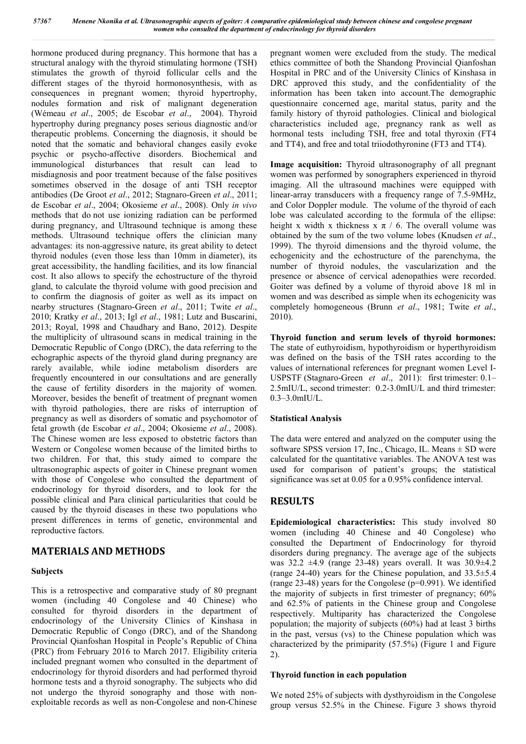hormone produced during pregnancy. This hormone that has a structural analogy with the thyroid stimulating hormone (TSH) stimulates the growth of thyroid follicular cells and the different stages of the thyroid hormonosynthesis, with as consequences in pregnant women; thyroid hypertrophy, nodules formation and risk of malignant degeneration (Wémeau *et al*., 2005; de Escobar *et al*., 2004). Thyroid hypertrophy during pregnancy poses serious diagnostic and/or therapeutic problems. Concerning the diagnosis, it should be noted that the somatic and behavioral changes easily evoke psychic or psycho-affective disorders. Biochemical and immunological disturbances that result can lead to misdiagnosis and poor treatment because of the false positives sometimes observed in the dosage of anti TSH receptor antibodies (De Groot *et al*., 2012; Stagnaro-Green *et al*., 2011; de Escobar *et al*., 2004; Okosieme *et al*., 2008). Only *in vivo* methods that do not use ionizing radiation can be performed during pregnancy, and Ultrasound technique is among these methods. Ultrasound technique offers the clinician many advantages: its non-aggressive nature, its great ability to detect thyroid nodules (even those less than 10mm in diameter), its great accessibility, the handling facilities, and its low financial cost. It also allows to specify the echostructure of the thyroid gland, to calculate the thyroid volume with good precision and to confirm the diagnosis of goiter as well as its impact on nearby structures (Stagnaro-Green *et al*., 2011; Twite *et al*., 2010; Kratky *et al*., 2013; Igl *et al*., 1981; Lutz and Buscarini, 2013; Royal, 1998 and Chaudhary and Bano, 2012). Despite the multiplicity of ultrasound scans in medical training in the Democratic Republic of Congo (DRC), the data referring to the echographic aspects of the thyroid gland during pregnancy are rarely available, while iodine metabolism disorders are frequently encountered in our consultations and are generally the cause of fertility disorders in the majority of women. Moreover, besides the benefit of treatment of pregnant women with thyroid pathologies, there are risks of interruption of pregnancy as well as disorders of somatic and psychomotor of fetal growth (de Escobar *et al*., 2004; Okosieme *et al*., 2008). The Chinese women are less exposed to obstetric factors than Western or Congolese women because of the limited births to two children. For that, this study aimed to compare the ultrasonographic aspects of goiter in Chinese pregnant women with those of Congolese who consulted the department of endocrinology for thyroid disorders, and to look for the possible clinical and Para clinical particularities that could be caused by the thyroid diseases in these two populations who present differences in terms of genetic, environmental and reproductive factors.

## MATERIALS AND METHODS

### Subjects

This is a retrospective and comparative study of 80 pregnant women (including 40 Congolese and 40 Chinese) who consulted for thyroid disorders in the department of endocrinology of the University Clinics of Kinshasa in Democratic Republic of Congo (DRC), and of the Shandong Provincial Qianfoshan Hospital in People's Republic of China (PRC) from February 2016 to March 2017. Eligibility criteria included pregnant women who consulted in the department of endocrinology for thyroid disorders and had performed thyroid hormone tests and a thyroid sonography. The subjects who did not undergo the thyroid sonography and those with non-exploitable records as well as non-Congolese and non-Chinese pregnant women were excluded from the study. The medical ethics committee of both the Shandong Provincial Qianfoshan Hospital in PRC and of the University Clinics of Kinshasa in DRC approved this study, and the confidentiality of the information has been taken into account.The demographic questionnaire concerned age, marital status, parity and the family history of thyroid pathologies. Clinical and biological characteristics included age, pregnancy rank as well as hormonal tests including TSH, free and total thyroxin (FT4 and TT4), and free and total triiodothyronine (FT3 and TT4).

**Image acquisition:** Thyroid ultrasonography of all pregnant women was performed by sonographers experienced in thyroid imaging. All the ultrasound machines were equipped with linear-array transducers with a frequency range of 7.5-9MHz, and Color Doppler module. The volume of the thyroid of each lobe was calculated according to the formula of the ellipse: height x width x thickness x $\pi$ / 6. The overall volume was obtained by the sum of the two volume lobes (Knudsen *et al*., 1999). The thyroid dimensions and the thyroid volume, the echogenicity and the echostructure of the parenchyma, the number of thyroid nodules, the vascularization and the presence or absence of cervical adenopathies were recorded. Goiter was defined by a volume of thyroid above 18 ml in women and was described as simple when its echogenicity was completely homogeneous (Brunn *et al*., 1981; Twite *et al*., 2010).

**Thyroid function and serum levels of thyroid hormones:** The state of euthyroidism, hypothyroidism or hyperthyroidism was defined on the basis of the TSH rates according to the values of international references for pregnant women Level I-USPSTF (Stagnaro-Green *et al*., 2011): first trimester: 0.1–2.5mIU/L, second trimester: 0.2-3.0mIU/L and third trimester: 0.3–3.0mIU/L.

### Statistical Analysis

The data were entered and analyzed on the computer using the software SPSS version 17, Inc., Chicago, IL. Means ± SD were calculated for the quantitative variables. The ANOVA test was used for comparison of patient's groups; the statistical significance was set at 0.05 for a 0.95% confidence interval.

## RESULTS

**Epidemiological characteristics:** This study involved 80 women (including 40 Chinese and 40 Congolese) who consulted the Department of Endocrinology for thyroid disorders during pregnancy. The average age of the subjects was 32.2 ±4.9 (range 23-48) years overall. It was 30.9±4.2 (range 24-40) years for the Chinese population, and 33.5±5.4 (range 23-48) years for the Congolese ($p$=0.991). We identified the majority of subjects in first trimester of pregnancy; 60% and 62.5% of patients in the Chinese group and Congolese respectively. Multiparity has characterized the Congolese population; the majority of subjects (60%) had at least 3 births in the past, versus (vs) to the Chinese population which was characterized by the primiparity (57.5%) (Figure 1 and Figure 2).

### Thyroid function in each population

We noted 25% of subjects with dysthyroidism in the Congolese group versus 52.5% in the Chinese. Figure 3 shows thyroid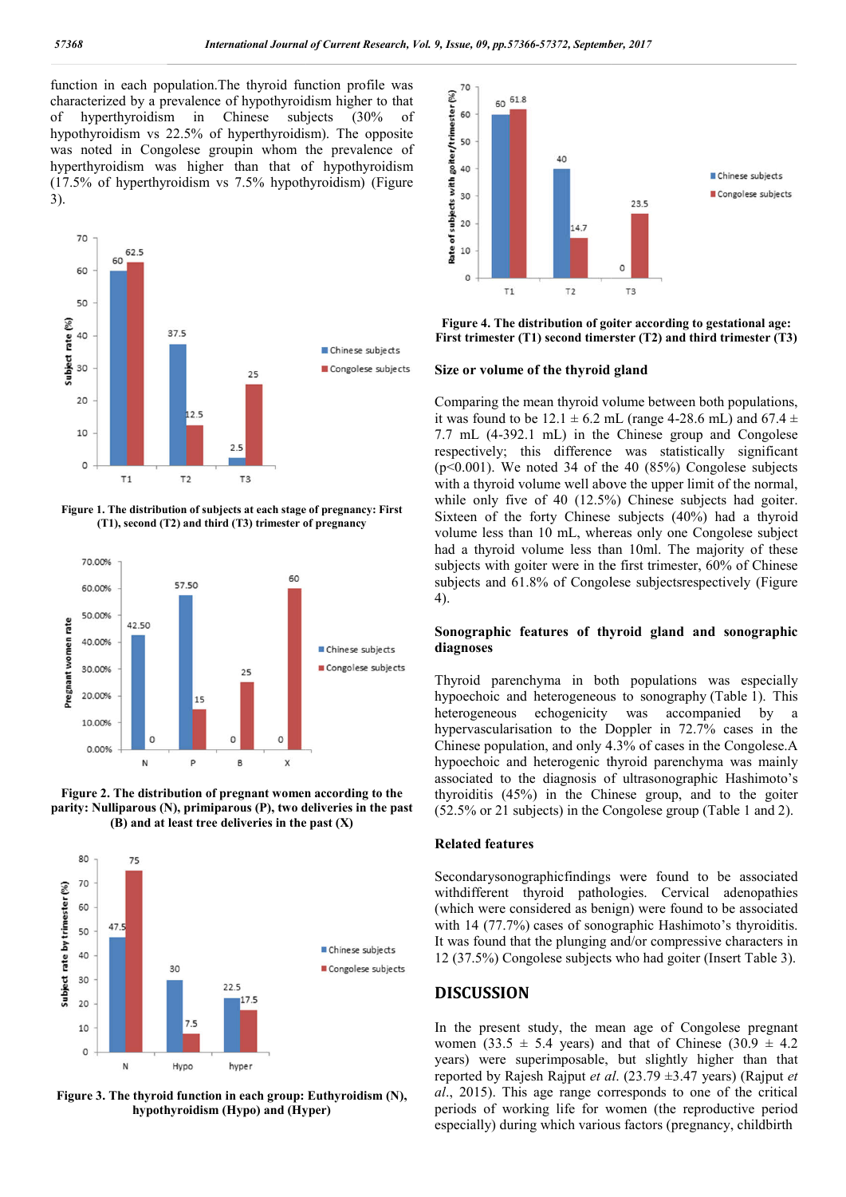function in each population.The thyroid function profile was characterized by a prevalence of hypothyroidism higher to that of hyperthyroidism in Chinese subjects (30% of hypothyroidism vs 22.5% of hyperthyroidism). The opposite was noted in Congolese groupin whom the prevalence of hyperthyroidism was higher than that of hypothyroidism (17.5% of hyperthyroidism vs 7.5% hypothyroidism) (Figure 3).

**Figure 1. The distribution of subjects at each stage of pregnancy: First (T1), second (T2) and third (T3) trimester of pregnancy**

**Figure 2. The distribution of pregnant women according to the parity: Nulliparous (N), primiparous (P), two deliveries in the past (B) and at least tree deliveries in the past (X)**

**Figure 3. The thyroid function in each group: Euthyroidism (N), hypothyroidism (Hypo) and (Hyper)**

**Figure 4. The distribution of goiter according to gestational age: First trimester (T1) second timerster (T2) and third trimester (T3)**

### Size or volume of the thyroid gland

Comparing the mean thyroid volume between both populations, it was found to be 12.1 ± 6.2 mL (range 4-28.6 mL) and 67.4 ± 7.7 mL (4-392.1 mL) in the Chinese group and Congolese respectively; this difference was statistically significant ($p<0.001$). We noted 34 of the 40 (85%) Congolese subjects with a thyroid volume well above the upper limit of the normal, while only five of 40 (12.5%) Chinese subjects had goiter. Sixteen of the forty Chinese subjects (40%) had a thyroid volume less than 10 mL, whereas only one Congolese subject had a thyroid volume less than 10ml. The majority of these subjects with goiter were in the first trimester, 60% of Chinese subjects and 61.8% of Congolese subjectsrespectively (Figure 4).

### Sonographic features of thyroid gland and sonographic diagnoses

Thyroid parenchyma in both populations was especially hypoechoic and heterogeneous to sonography (Table 1). This heterogeneous echogenicity was accompanied by a hypervascularisation to the Doppler in 72.7% cases in the Chinese population, and only 4.3% of cases in the Congolese.A hypoechoic and heterogenic thyroid parenchyma was mainly associated to the diagnosis of ultrasonographic Hashimoto's thyroiditis (45%) in the Chinese group, and to the goiter (52.5% or 21 subjects) in the Congolese group (Table 1 and 2).

### Related features

Secondarysonographicfindings were found to be associated withdifferent thyroid pathologies. Cervical adenopathies (which were considered as benign) were found to be associated with 14 (77.7%) cases of sonographic Hashimoto's thyroiditis. It was found that the plunging and/or compressive characters in 12 (37.5%) Congolese subjects who had goiter (Insert Table 3).

## DISCUSSION

In the present study, the mean age of Congolese pregnant women (33.5 ± 5.4 years) and that of Chinese (30.9 ± 4.2 years) were superimposable, but slightly higher than that reported by Rajesh Rajput *et al.* (23.79 ±3.47 years) (Rajput *et al.*, 2015). This age range corresponds to one of the critical periods of working life for women (the reproductive period especially) during which various factors (pregnancy, childbirth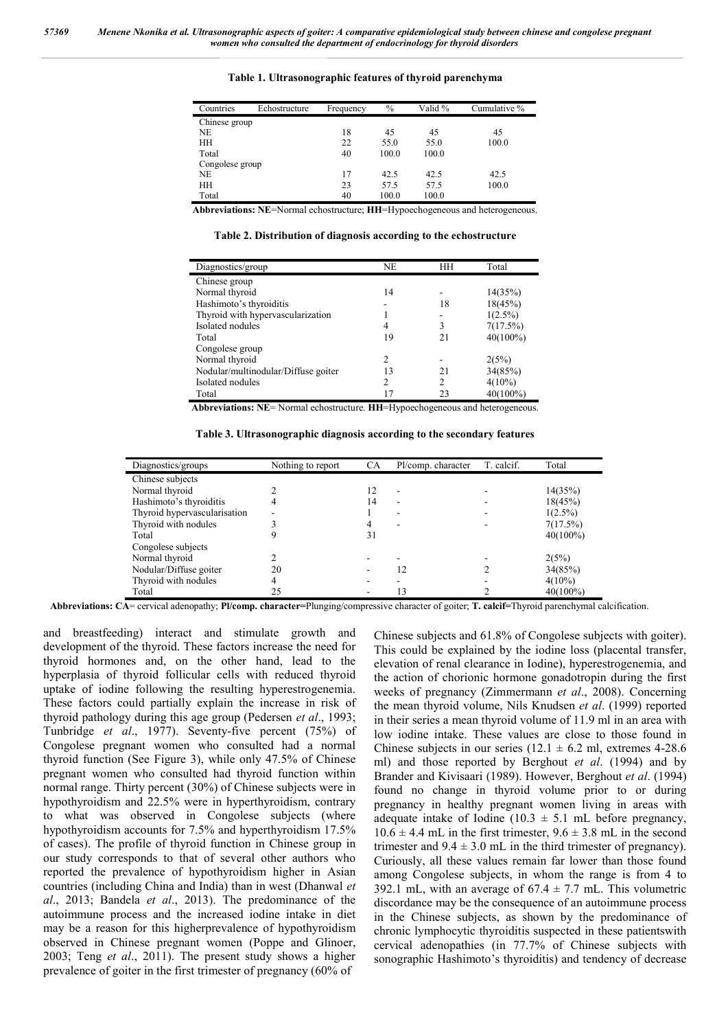**Table 1. Ultrasonographic features of thyroid parenchyma**

| Countries | Echostructure | Frequency | % | Valid % | Cumulative % |
|---|---|---|---|---|---|
| Chinese group | | | | | |
| NE | | 18 | 45 | 45 | 45 |
| HH | | 22 | 55.0 | 55.0 | 100.0 |
| Total | | 40 | 100.0 | 100.0 | |
| Congolese group | | | | | |
| NE | | 17 | 42.5 | 42.5 | 42.5 |
| HH | | 23 | 57.5 | 57.5 | 100.0 |
| Total | | 40 | 100.0 | 100.0 | |

**Abbreviations: NE**=Normal echostructure; **HH**=Hypoechogeneous and heterogeneous.

**Table 2. Distribution of diagnosis according to the echostructure**

| Diagnostics/group | NE | HH | Total |
|---|---|---|---|
| Chinese group | | | |
| Normal thyroid | 14 | - | 14(35%) |
| Hashimoto's thyroiditis | - | 18 | 18(45%) |
| Thyroid with hypervascularization | 1 | - | 1(2.5%) |
| Isolated nodules | 4 | 3 | 7(17.5%) |
| Total | 19 | 21 | 40(100%) |
| Congolese group | | | |
| Normal thyroid | 2 | - | 2(5%) |
| Nodular/multinodular/Diffuse goiter | 13 | 21 | 34(85%) |
| Isolated nodules | 2 | 2 | 4(10%) |
| Total | 17 | 23 | 40(100%) |

**Abbreviations: NE**= Normal echostructure. **HH**=Hypoechogeneous and heterogeneous.

**Table 3. Ultrasonographic diagnosis according to the secondary features**

| Diagnostics/groups | Nothing to report | CA | Pl/comp. character | T. calcif. | Total |
|---|---|---|---|---|---|
| Chinese subjects | | | | | |
| Normal thyroid | 2 | 12 | - | - | 14(35%) |
| Hashimoto's thyroiditis | 4 | 14 | - | - | 18(45%) |
| Thyroid hypervascularisation | - | 1 | - | - | 1(2.5%) |
| Thyroid with nodules | 3 | 4 | - | - | 7(17.5%) |
| Total | 9 | 31 | | | 40(100%) |
| Congolese subjects | | | | | |
| Normal thyroid | 2 | - | - | - | 2(5%) |
| Nodular/Diffuse goiter | 20 | - | 12 | 2 | 34(85%) |
| Thyroid with nodules | 4 | - | - | - | 4(10%) |
| Total | 25 | - | 13 | 2 | 40(100%) |

**Abbreviations: CA**= cervical adenopathy; **Pl/comp. character=**Plunging/compressive character of goiter; **T. calcif=**Thyroid parenchymal calcification.

and breastfeeding) interact and stimulate growth and development of the thyroid. These factors increase the need for thyroid hormones and, on the other hand, lead to the hyperplasia of thyroid follicular cells with reduced thyroid uptake of iodine following the resulting hyperestrogenemia. These factors could partially explain the increase in risk of thyroid pathology during this age group (Pedersen *et al*., 1993; Tunbridge *et al*., 1977). Seventy-five percent (75%) of Congolese pregnant women who consulted had a normal thyroid function (See Figure 3), while only 47.5% of Chinese pregnant women who consulted had thyroid function within normal range. Thirty percent (30%) of Chinese subjects were in hypothyroidism and 22.5% were in hyperthyroidism, contrary to what was observed in Congolese subjects (where hypothyroidism accounts for 7.5% and hyperthyroidism 17.5% of cases). The profile of thyroid function in Chinese group in our study corresponds to that of several other authors who reported the prevalence of hypothyroidism higher in Asian countries (including China and India) than in west (Dhanwal *et al*., 2013; Bandela *et al*., 2013). The predominance of the autoimmune process and the increased iodine intake in diet may be a reason for this higherprevalence of hypothyroidism observed in Chinese pregnant women (Poppe and Glinoer, 2003; Teng *et al*., 2011). The present study shows a higher prevalence of goiter in the first trimester of pregnancy (60% of Chinese subjects and 61.8% of Congolese subjects with goiter). This could be explained by the iodine loss (placental transfer, elevation of renal clearance in Iodine), hyperestrogenemia, and the action of chorionic hormone gonadotropin during the first weeks of pregnancy (Zimmermann *et al*., 2008). Concerning the mean thyroid volume, Nils Knudsen *et al*. (1999) reported in their series a mean thyroid volume of 11.9 ml in an area with low iodine intake. These values are close to those found in Chinese subjects in our series (12.1 ± 6.2 ml, extremes 4-28.6 ml) and those reported by Berghout *et al*. (1994) and by Brander and Kivisaari (1989). However, Berghout *et al*. (1994) found no change in thyroid volume prior to or during pregnancy in healthy pregnant women living in areas with adequate intake of Iodine (10.3 ± 5.1 mL before pregnancy, 10.6 ± 4.4 mL in the first trimester, 9.6 ± 3.8 mL in the second trimester and 9.4 ± 3.0 mL in the third trimester of pregnancy). Curiously, all these values remain far lower than those found among Congolese subjects, in whom the range is from 4 to 392.1 mL, with an average of 67.4 ± 7.7 mL. This volumetric discordance may be the consequence of an autoimmune process in the Chinese subjects, as shown by the predominance of chronic lymphocytic thyroiditis suspected in these patientswith cervical adenopathies (in 77.7% of Chinese subjects with sonographic Hashimoto's thyroiditis) and tendency of decrease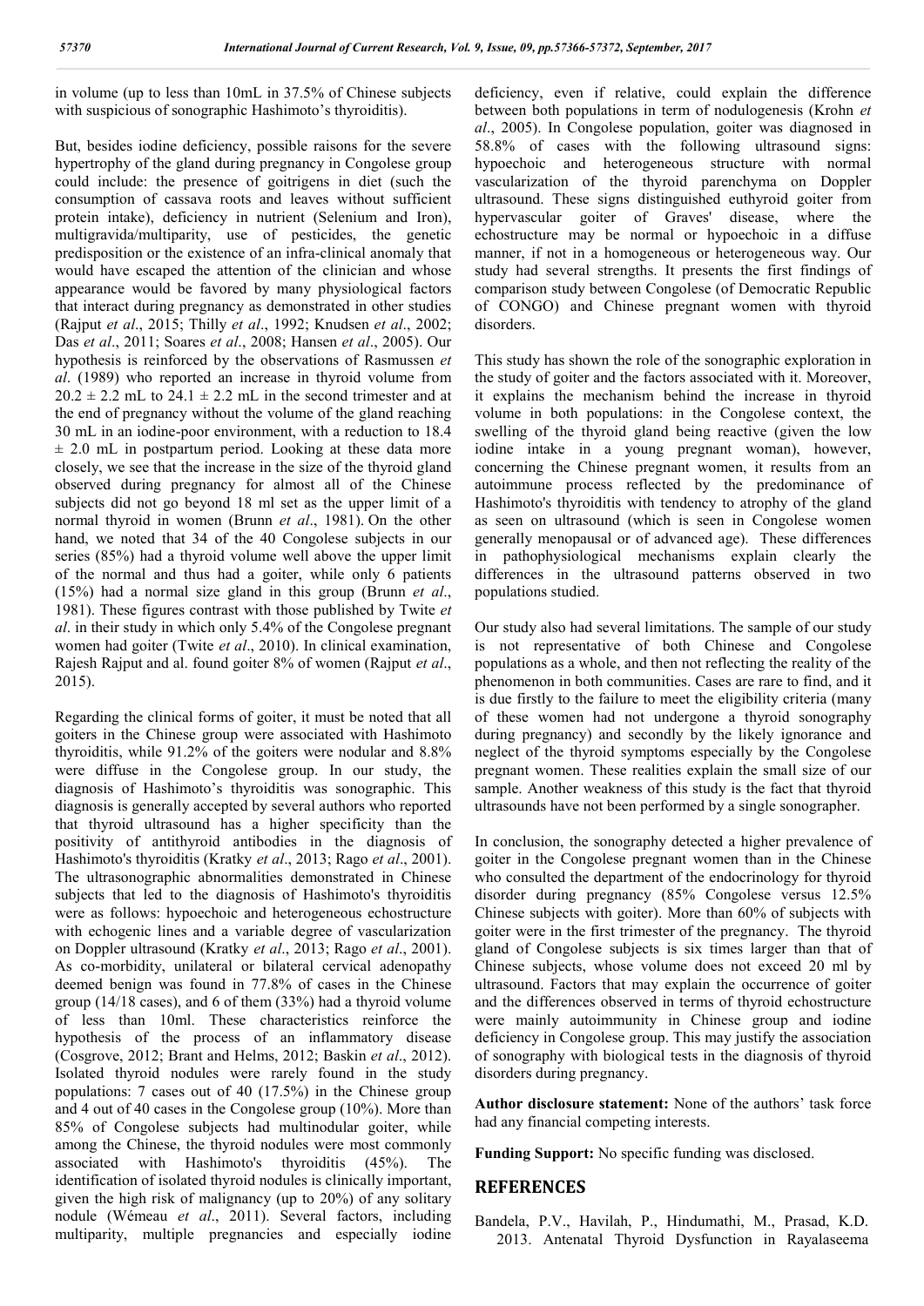in volume (up to less than 10mL in 37.5% of Chinese subjects with suspicious of sonographic Hashimoto's thyroiditis).

But, besides iodine deficiency, possible raisons for the severe hypertrophy of the gland during pregnancy in Congolese group could include: the presence of goitrigens in diet (such the consumption of cassava roots and leaves without sufficient protein intake), deficiency in nutrient (Selenium and Iron), multigravida/multiparity, use of pesticides, the genetic predisposition or the existence of an infra-clinical anomaly that would have escaped the attention of the clinician and whose appearance would be favored by many physiological factors that interact during pregnancy as demonstrated in other studies (Rajput *et al*., 2015; Thilly *et al*., 1992; Knudsen *et al*., 2002; Das *et al*., 2011; Soares *et al*., 2008; Hansen *et al*., 2005). Our hypothesis is reinforced by the observations of Rasmussen *et al*. (1989) who reported an increase in thyroid volume from $20.2 \pm 2.2$ mL to $24.1 \pm 2.2$ mL in the second trimester and at the end of pregnancy without the volume of the gland reaching 30 mL in an iodine-poor environment, with a reduction to 18.4 $\pm$ 2.0 mL in postpartum period. Looking at these data more closely, we see that the increase in the size of the thyroid gland observed during pregnancy for almost all of the Chinese subjects did not go beyond 18 ml set as the upper limit of a normal thyroid in women (Brunn *et al*., 1981). On the other hand, we noted that 34 of the 40 Congolese subjects in our series (85%) had a thyroid volume well above the upper limit of the normal and thus had a goiter, while only 6 patients (15%) had a normal size gland in this group (Brunn *et al*., 1981). These figures contrast with those published by Twite *et al*. in their study in which only 5.4% of the Congolese pregnant women had goiter (Twite *et al*., 2010). In clinical examination, Rajesh Rajput and al. found goiter 8% of women (Rajput *et al*., 2015).

Regarding the clinical forms of goiter, it must be noted that all goiters in the Chinese group were associated with Hashimoto thyroiditis, while 91.2% of the goiters were nodular and 8.8% were diffuse in the Congolese group. In our study, the diagnosis of Hashimoto's thyroiditis was sonographic. This diagnosis is generally accepted by several authors who reported that thyroid ultrasound has a higher specificity than the positivity of antithyroid antibodies in the diagnosis of Hashimoto's thyroiditis (Kratky *et al*., 2013; Rago *et al*., 2001). The ultrasonographic abnormalities demonstrated in Chinese subjects that led to the diagnosis of Hashimoto's thyroiditis were as follows: hypoechoic and heterogeneous echostructure with echogenic lines and a variable degree of vascularization on Doppler ultrasound (Kratky *et al*., 2013; Rago *et al*., 2001). As co-morbidity, unilateral or bilateral cervical adenopathy deemed benign was found in 77.8% of cases in the Chinese group (14/18 cases), and 6 of them (33%) had a thyroid volume of less than 10ml. These characteristics reinforce the hypothesis of the process of an inflammatory disease (Cosgrove, 2012; Brant and Helms, 2012; Baskin *et al*., 2012). Isolated thyroid nodules were rarely found in the study populations: 7 cases out of 40 (17.5%) in the Chinese group and 4 out of 40 cases in the Congolese group (10%). More than 85% of Congolese subjects had multinodular goiter, while among the Chinese, the thyroid nodules were most commonly associated with Hashimoto's thyroiditis (45%). The identification of isolated thyroid nodules is clinically important, given the high risk of malignancy (up to 20%) of any solitary nodule (Wémeau *et al*., 2011). Several factors, including multiparity, multiple pregnancies and especially iodine deficiency, even if relative, could explain the difference between both populations in term of nodulogenesis (Krohn *et al*., 2005). In Congolese population, goiter was diagnosed in 58.8% of cases with the following ultrasound signs: hypoechoic and heterogeneous structure with normal vascularization of the thyroid parenchyma on Doppler ultrasound. These signs distinguished euthyroid goiter from hypervascular goiter of Graves' disease, where the echostructure may be normal or hypoechoic in a diffuse manner, if not in a homogeneous or heterogeneous way. Our study had several strengths. It presents the first findings of comparison study between Congolese (of Democratic Republic of CONGO) and Chinese pregnant women with thyroid disorders.

This study has shown the role of the sonographic exploration in the study of goiter and the factors associated with it. Moreover, it explains the mechanism behind the increase in thyroid volume in both populations: in the Congolese context, the swelling of the thyroid gland being reactive (given the low iodine intake in a young pregnant woman), however, concerning the Chinese pregnant women, it results from an autoimmune process reflected by the predominance of Hashimoto's thyroiditis with tendency to atrophy of the gland as seen on ultrasound (which is seen in Congolese women generally menopausal or of advanced age). These differences in pathophysiological mechanisms explain clearly the differences in the ultrasound patterns observed in two populations studied.

Our study also had several limitations. The sample of our study is not representative of both Chinese and Congolese populations as a whole, and then not reflecting the reality of the phenomenon in both communities. Cases are rare to find, and it is due firstly to the failure to meet the eligibility criteria (many of these women had not undergone a thyroid sonography during pregnancy) and secondly by the likely ignorance and neglect of the thyroid symptoms especially by the Congolese pregnant women. These realities explain the small size of our sample. Another weakness of this study is the fact that thyroid ultrasounds have not been performed by a single sonographer.

In conclusion, the sonography detected a higher prevalence of goiter in the Congolese pregnant women than in the Chinese who consulted the department of the endocrinology for thyroid disorder during pregnancy (85% Congolese versus 12.5% Chinese subjects with goiter). More than 60% of subjects with goiter were in the first trimester of the pregnancy. The thyroid gland of Congolese subjects is six times larger than that of Chinese subjects, whose volume does not exceed 20 ml by ultrasound. Factors that may explain the occurrence of goiter and the differences observed in terms of thyroid echostructure were mainly autoimmunity in Chinese group and iodine deficiency in Congolese group. This may justify the association of sonography with biological tests in the diagnosis of thyroid disorders during pregnancy.

**Author disclosure statement:** None of the authors' task force had any financial competing interests.

**Funding Support:** No specific funding was disclosed.

## REFERENCES

Bandela, P.V., Havilah, P., Hindumathi, M., Prasad, K.D. 2013. Antenatal Thyroid Dysfunction in Rayalaseema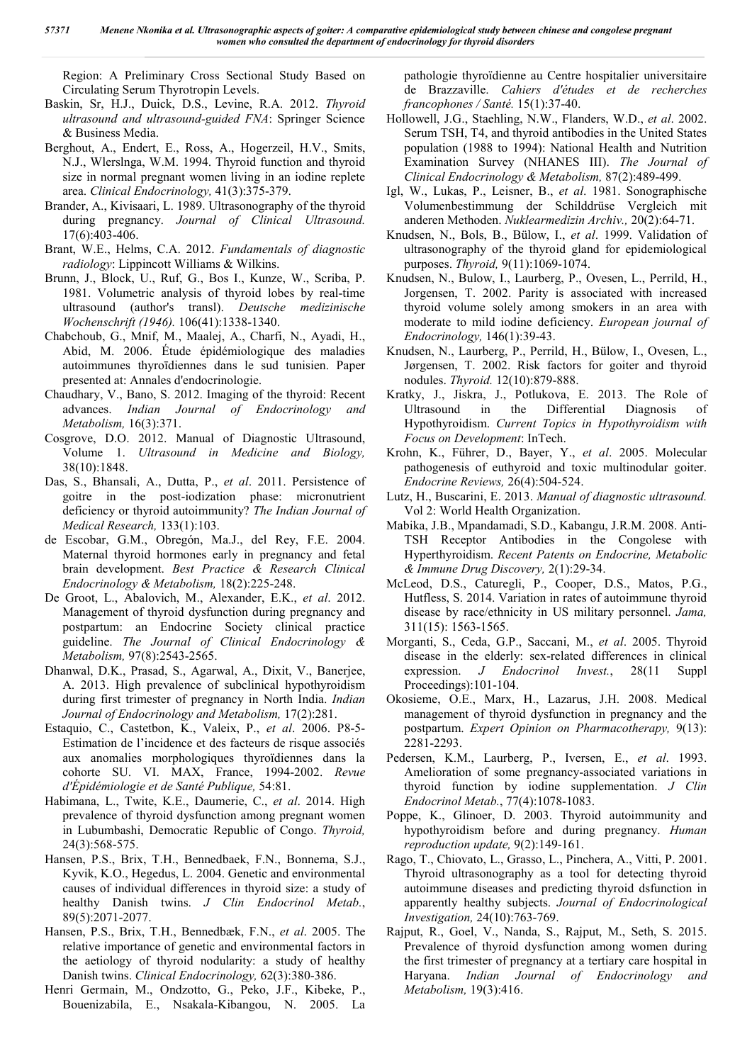Region: A Preliminary Cross Sectional Study Based on Circulating Serum Thyrotropin Levels.

Baskin, Sr, H.J., Duick, D.S., Levine, R.A. 2012. *Thyroid ultrasound and ultrasound-guided FNA*: Springer Science & Business Media.

Berghout, A., Endert, E., Ross, A., Hogerzeil, H.V., Smits, N.J., Wlerslnga, W.M. 1994. Thyroid function and thyroid size in normal pregnant women living in an iodine replete area. *Clinical Endocrinology,* 41(3):375-379.

Brander, A., Kivisaari, L. 1989. Ultrasonography of the thyroid during pregnancy. *Journal of Clinical Ultrasound.* 17(6):403-406.

Brant, W.E., Helms, C.A. 2012. *Fundamentals of diagnostic radiology*: Lippincott Williams & Wilkins.

Brunn, J., Block, U., Ruf, G., Bos I., Kunze, W., Scriba, P. 1981. Volumetric analysis of thyroid lobes by real-time ultrasound (author's transl). *Deutsche medizinische Wochenschrift (1946).* 106(41):1338-1340.

Chabchoub, G., Mnif, M., Maalej, A., Charfi, N., Ayadi, H., Abid, M. 2006. Étude épidémiologique des maladies autoimmunes thyroïdiennes dans le sud tunisien. Paper presented at: Annales d'endocrinologie.

Chaudhary, V., Bano, S. 2012. Imaging of the thyroid: Recent advances. *Indian Journal of Endocrinology and Metabolism,* 16(3):371.

Cosgrove, D.O. 2012. Manual of Diagnostic Ultrasound, Volume 1. *Ultrasound in Medicine and Biology,* 38(10):1848.

Das, S., Bhansali, A., Dutta, P., *et al*. 2011. Persistence of goitre in the post-iodization phase: micronutrient deficiency or thyroid autoimmunity? *The Indian Journal of Medical Research,* 133(1):103.

de Escobar, G.M., Obregón, Ma.J., del Rey, F.E. 2004. Maternal thyroid hormones early in pregnancy and fetal brain development. *Best Practice & Research Clinical Endocrinology & Metabolism,* 18(2):225-248.

De Groot, L., Abalovich, M., Alexander, E.K., *et al*. 2012. Management of thyroid dysfunction during pregnancy and postpartum: an Endocrine Society clinical practice guideline. *The Journal of Clinical Endocrinology & Metabolism,* 97(8):2543-2565.

Dhanwal, D.K., Prasad, S., Agarwal, A., Dixit, V., Banerjee, A. 2013. High prevalence of subclinical hypothyroidism during first trimester of pregnancy in North India. *Indian Journal of Endocrinology and Metabolism,* 17(2):281.

Estaquio, C., Castetbon, K., Valeix, P., *et al*. 2006. P8-5- Estimation de l'incidence et des facteurs de risque associés aux anomalies morphologiques thyroïdiennes dans la cohorte SU. VI. MAX, France, 1994-2002. *Revue d'Épidémiologie et de Santé Publique,* 54:81.

Habimana, L., Twite, K.E., Daumerie, C., *et al*. 2014. High prevalence of thyroid dysfunction among pregnant women in Lubumbashi, Democratic Republic of Congo. *Thyroid,* 24(3):568-575.

Hansen, P.S., Brix, T.H., Bennedbaek, F.N., Bonnema, S.J., Kyvik, K.O., Hegedus, L. 2004. Genetic and environmental causes of individual differences in thyroid size: a study of healthy Danish twins. *J Clin Endocrinol Metab.*, 89(5):2071-2077.

Hansen, P.S., Brix, T.H., Bennedbæk, F.N., *et al*. 2005. The relative importance of genetic and environmental factors in the aetiology of thyroid nodularity: a study of healthy Danish twins. *Clinical Endocrinology,* 62(3):380-386.

Henri Germain, M., Ondzotto, G., Peko, J.F., Kibeke, P., Bouenizabila, E., Nsakala-Kibangou, N. 2005. La pathologie thyroïdienne au Centre hospitalier universitaire de Brazzaville. *Cahiers d'études et de recherches francophones / Santé.* 15(1):37-40.

Hollowell, J.G., Staehling, N.W., Flanders, W.D., *et al*. 2002. Serum TSH, T4, and thyroid antibodies in the United States population (1988 to 1994): National Health and Nutrition Examination Survey (NHANES III). *The Journal of Clinical Endocrinology & Metabolism,* 87(2):489-499.

Igl, W., Lukas, P., Leisner, B., *et al*. 1981. Sonographische Volumenbestimmung der Schilddrüse Vergleich mit anderen Methoden. *Nuklearmedizin Archiv.,* 20(2):64-71.

Knudsen, N., Bols, B., Bülow, I., *et al*. 1999. Validation of ultrasonography of the thyroid gland for epidemiological purposes. *Thyroid,* 9(11):1069-1074.

Knudsen, N., Bulow, I., Laurberg, P., Ovesen, L., Perrild, H., Jorgensen, T. 2002. Parity is associated with increased thyroid volume solely among smokers in an area with moderate to mild iodine deficiency. *European journal of Endocrinology,* 146(1):39-43.

Knudsen, N., Laurberg, P., Perrild, H., Bülow, I., Ovesen, L., Jørgensen, T. 2002. Risk factors for goiter and thyroid nodules. *Thyroid.* 12(10):879-888.

Kratky, J., Jiskra, J., Potlukova, E. 2013. The Role of Ultrasound in the Differential Diagnosis of Hypothyroidism. *Current Topics in Hypothyroidism with Focus on Development*: InTech.

Krohn, K., Führer, D., Bayer, Y., *et al*. 2005. Molecular pathogenesis of euthyroid and toxic multinodular goiter. *Endocrine Reviews,* 26(4):504-524.

Lutz, H., Buscarini, E. 2013. *Manual of diagnostic ultrasound.* Vol 2: World Health Organization.

Mabika, J.B., Mpandamadi, S.D., Kabangu, J.R.M. 2008. Anti-TSH Receptor Antibodies in the Congolese with Hyperthyroidism. *Recent Patents on Endocrine, Metabolic & Immune Drug Discovery,* 2(1):29-34.

McLeod, D.S., Caturegli, P., Cooper, D.S., Matos, P.G., Hutfless, S. 2014. Variation in rates of autoimmune thyroid disease by race/ethnicity in US military personnel. *Jama,* 311(15): 1563-1565.

Morganti, S., Ceda, G.P., Saccani, M., *et al*. 2005. Thyroid disease in the elderly: sex-related differences in clinical expression. *J Endocrinol Invest.*, 28(11 Suppl Proceedings):101-104.

Okosieme, O.E., Marx, H., Lazarus, J.H. 2008. Medical management of thyroid dysfunction in pregnancy and the postpartum. *Expert Opinion on Pharmacotherapy,* 9(13): 2281-2293.

Pedersen, K.M., Laurberg, P., Iversen, E., *et al*. 1993. Amelioration of some pregnancy-associated variations in thyroid function by iodine supplementation. *J Clin Endocrinol Metab.*, 77(4):1078-1083.

Poppe, K., Glinoer, D. 2003. Thyroid autoimmunity and hypothyroidism before and during pregnancy. *Human reproduction update,* 9(2):149-161.

Rago, T., Chiovato, L., Grasso, L., Pinchera, A., Vitti, P. 2001. Thyroid ultrasonography as a tool for detecting thyroid autoimmune diseases and predicting thyroid dsfunction in apparently healthy subjects. *Journal of Endocrinological Investigation,* 24(10):763-769.

Rajput, R., Goel, V., Nanda, S., Rajput, M., Seth, S. 2015. Prevalence of thyroid dysfunction among women during the first trimester of pregnancy at a tertiary care hospital in Haryana. *Indian Journal of Endocrinology and Metabolism,* 19(3):416.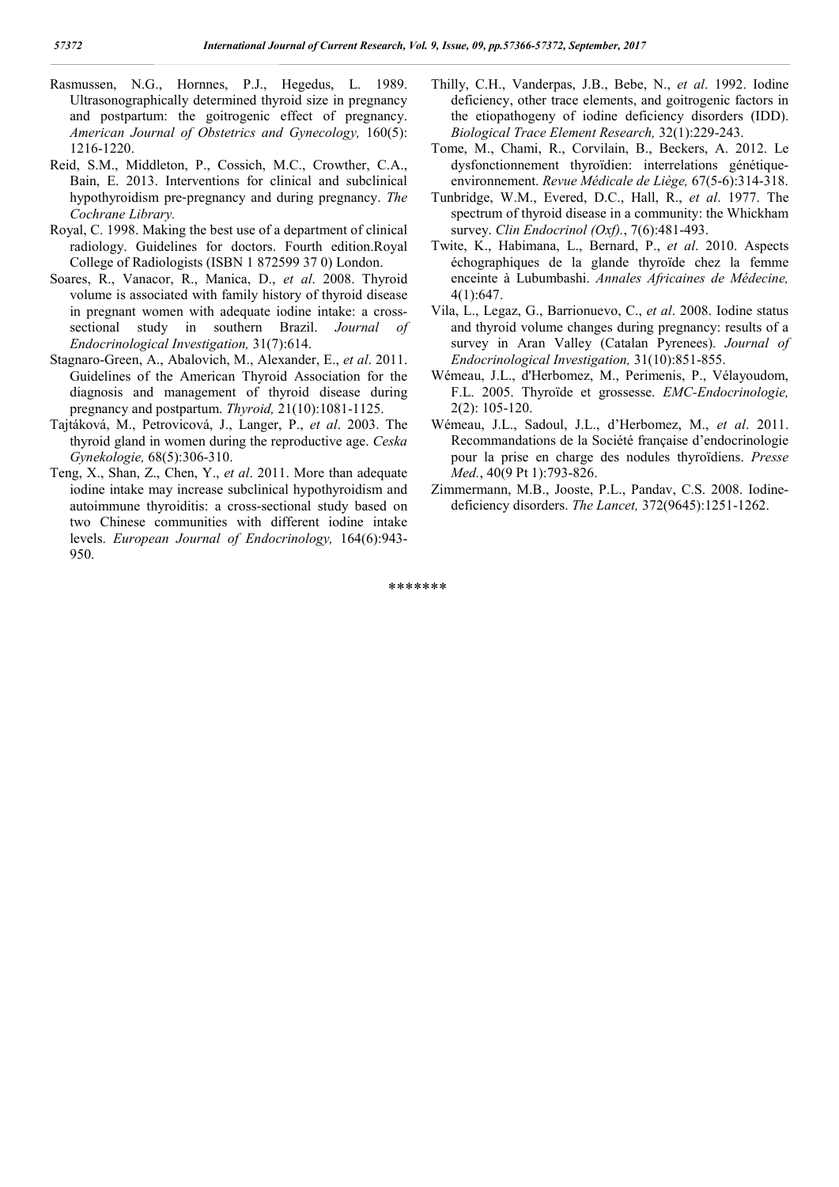Rasmussen, N.G., Hornnes, P.J., Hegedus, L. 1989. Ultrasonographically determined thyroid size in pregnancy and postpartum: the goitrogenic effect of pregnancy. *American Journal of Obstetrics and Gynecology,* 160(5): 1216-1220.

Reid, S.M., Middleton, P., Cossich, M.C., Crowther, C.A., Bain, E. 2013. Interventions for clinical and subclinical hypothyroidism pre-pregnancy and during pregnancy. *The Cochrane Library.*

Royal, C. 1998. Making the best use of a department of clinical radiology. Guidelines for doctors. Fourth edition.Royal College of Radiologists (ISBN 1 872599 37 0) London.

Soares, R., Vanacor, R., Manica, D., *et al*. 2008. Thyroid volume is associated with family history of thyroid disease in pregnant women with adequate iodine intake: a cross-sectional study in southern Brazil. *Journal of Endocrinological Investigation,* 31(7):614.

Stagnaro-Green, A., Abalovich, M., Alexander, E., *et al*. 2011. Guidelines of the American Thyroid Association for the diagnosis and management of thyroid disease during pregnancy and postpartum. *Thyroid,* 21(10):1081-1125.

Tajtáková, M., Petrovicová, J., Langer, P., *et al*. 2003. The thyroid gland in women during the reproductive age. *Ceska Gynekologie,* 68(5):306-310.

Teng, X., Shan, Z., Chen, Y., *et al*. 2011. More than adequate iodine intake may increase subclinical hypothyroidism and autoimmune thyroiditis: a cross-sectional study based on two Chinese communities with different iodine intake levels. *European Journal of Endocrinology,* 164(6):943-950.

Thilly, C.H., Vanderpas, J.B., Bebe, N., *et al*. 1992. Iodine deficiency, other trace elements, and goitrogenic factors in the etiopathogeny of iodine deficiency disorders (IDD). *Biological Trace Element Research,* 32(1):229-243.

Tome, M., Chami, R., Corvilain, B., Beckers, A. 2012. Le dysfonctionnement thyroïdien: interrelations génétique-environnement. *Revue Médicale de Liège,* 67(5-6):314-318.

Tunbridge, W.M., Evered, D.C., Hall, R., *et al*. 1977. The spectrum of thyroid disease in a community: the Whickham survey. *Clin Endocrinol (Oxf).*, 7(6):481-493.

Twite, K., Habimana, L., Bernard, P., *et al*. 2010. Aspects échographiques de la glande thyroïde chez la femme enceinte à Lubumbashi. *Annales Africaines de Médecine,* 4(1):647.

Vila, L., Legaz, G., Barrionuevo, C., *et al*. 2008. Iodine status and thyroid volume changes during pregnancy: results of a survey in Aran Valley (Catalan Pyrenees). *Journal of Endocrinological Investigation,* 31(10):851-855.

Wémeau, J.L., d'Herbomez, M., Perimenis, P., Vélayoudom, F.L. 2005. Thyroïde et grossesse. *EMC-Endocrinologie,* 2(2): 105-120.

Wémeau, J.L., Sadoul, J.L., d'Herbomez, M., *et al*. 2011. Recommandations de la Société française d'endocrinologie pour la prise en charge des nodules thyroïdiens. *Presse Med.*, 40(9 Pt 1):793-826.

Zimmermann, M.B., Jooste, P.L., Pandav, C.S. 2008. Iodine-deficiency disorders. *The Lancet,* 372(9645):1251-1262.

*******